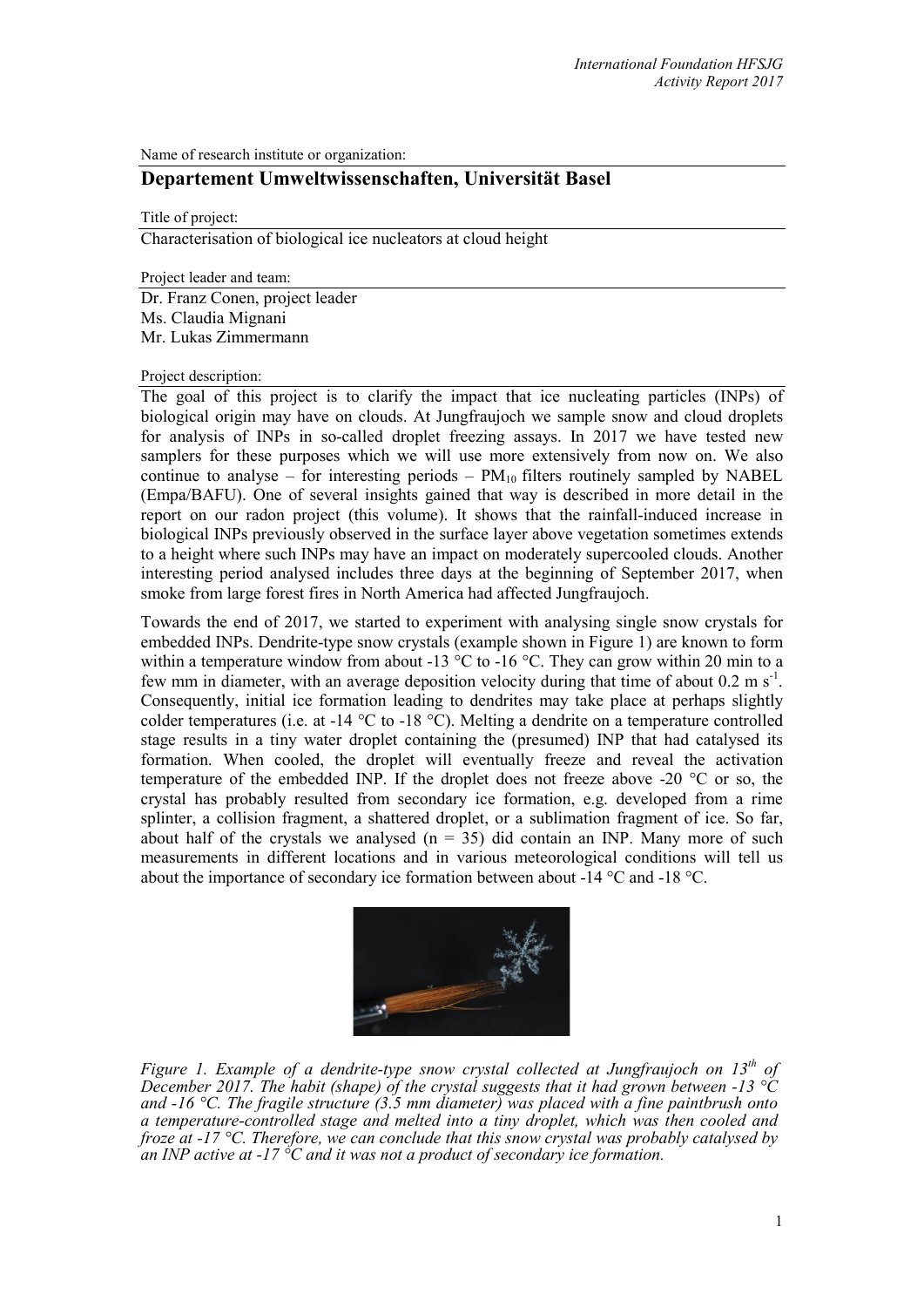Name of research institute or organization:

## Departement Umweltwissenschaften, Universität Basel

Title of project:

Characterisation of biological ice nucleators at cloud height

Project leader and team:

Dr. Franz Conen, project leader
Ms. Claudia Mignani
Mr. Lukas Zimmermann

Project description:

The goal of this project is to clarify the impact that ice nucleating particles (INPs) of biological origin may have on clouds. At Jungfraujoch we sample snow and cloud droplets for analysis of INPs in so-called droplet freezing assays. In 2017 we have tested new samplers for these purposes which we will use more extensively from now on. We also continue to analyse – for interesting periods – $PM_{10}$ filters routinely sampled by NABEL (Empa/BAFU). One of several insights gained that way is described in more detail in the report on our radon project (this volume). It shows that the rainfall-induced increase in biological INPs previously observed in the surface layer above vegetation sometimes extends to a height where such INPs may have an impact on moderately supercooled clouds. Another interesting period analysed includes three days at the beginning of September 2017, when smoke from large forest fires in North America had affected Jungfraujoch.

Towards the end of 2017, we started to experiment with analysing single snow crystals for embedded INPs. Dendrite-type snow crystals (example shown in Figure 1) are known to form within a temperature window from about -13 °C to -16 °C. They can grow within 20 min to a few mm in diameter, with an average deposition velocity during that time of about 0.2 m $s^{-1}$. Consequently, initial ice formation leading to dendrites may take place at perhaps slightly colder temperatures (i.e. at -14 °C to -18 °C). Melting a dendrite on a temperature controlled stage results in a tiny water droplet containing the (presumed) INP that had catalysed its formation. When cooled, the droplet will eventually freeze and reveal the activation temperature of the embedded INP. If the droplet does not freeze above -20 °C or so, the crystal has probably resulted from secondary ice formation, e.g. developed from a rime splinter, a collision fragment, a shattered droplet, or a sublimation fragment of ice. So far, about half of the crystals we analysed ($n = 35$) did contain an INP. Many more of such measurements in different locations and in various meteorological conditions will tell us about the importance of secondary ice formation between about -14 °C and -18 °C.

*Figure 1. Example of a dendrite-type snow crystal collected at Jungfraujoch on 13th of December 2017. The habit (shape) of the crystal suggests that it had grown between -13 °C and -16 °C. The fragile structure (3.5 mm diameter) was placed with a fine paintbrush onto a temperature-controlled stage and melted into a tiny droplet, which was then cooled and froze at -17 °C. Therefore, we can conclude that this snow crystal was probably catalysed by an INP active at -17 °C and it was not a product of secondary ice formation.*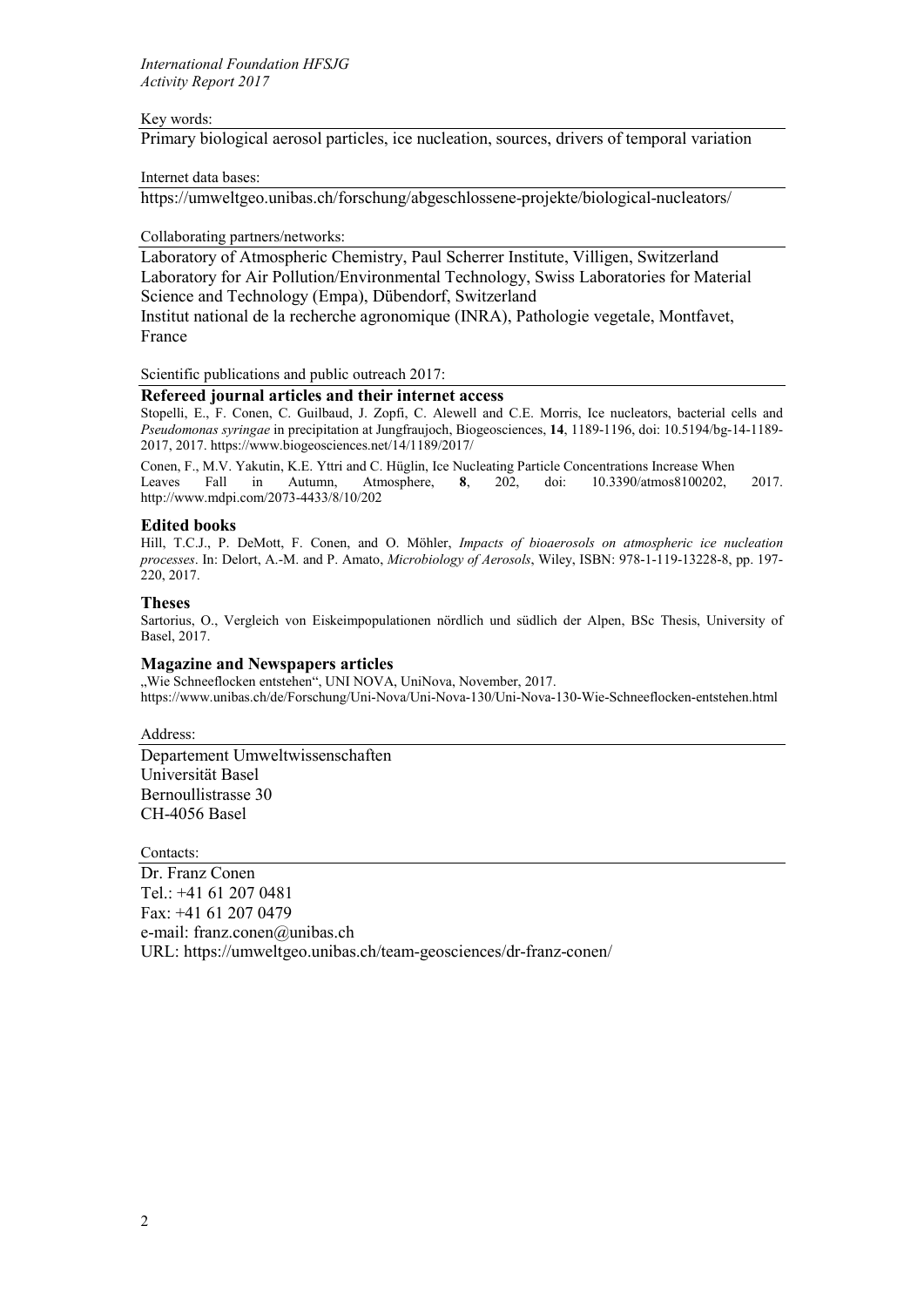Key words:

Primary biological aerosol particles, ice nucleation, sources, drivers of temporal variation

Internet data bases:

https://umweltgeo.unibas.ch/forschung/abgeschlossene-projekte/biological-nucleators/

Collaborating partners/networks:

Laboratory of Atmospheric Chemistry, Paul Scherrer Institute, Villigen, Switzerland
Laboratory for Air Pollution/Environmental Technology, Swiss Laboratories for Material Science and Technology (Empa), Dübendorf, Switzerland
Institut national de la recherche agronomique (INRA), Pathologie vegetale, Montfavet, France

Scientific publications and public outreach 2017:

### Refereed journal articles and their internet access

Stopelli, E., F. Conen, C. Guilbaud, J. Zopfi, C. Alewell and C.E. Morris, Ice nucleators, bacterial cells and *Pseudomonas syringae* in precipitation at Jungfraujoch, Biogeosciences, **14**, 1189-1196, doi: 10.5194/bg-14-1189-2017, 2017. https://www.biogeosciences.net/14/1189/2017/

Conen, F., M.V. Yakutin, K.E. Yttri and C. Hüglin, Ice Nucleating Particle Concentrations Increase When Leaves Fall in Autumn, Atmosphere, **8**, 202, doi: 10.3390/atmos8100202, 2017. http://www.mdpi.com/2073-4433/8/10/202

### Edited books

Hill, T.C.J., P. DeMott, F. Conen, and O. Möhler, *Impacts of bioaerosols on atmospheric ice nucleation processes*. In: Delort, A.-M. and P. Amato, *Microbiology of Aerosols*, Wiley, ISBN: 978-1-119-13228-8, pp. 197-220, 2017.

### Theses

Sartorius, O., Vergleich von Eiskeimpopulationen nördlich und südlich der Alpen, BSc Thesis, University of Basel, 2017.

### Magazine and Newspapers articles

„Wie Schneeflocken entstehen", UNI NOVA, UniNova, November, 2017.
https://www.unibas.ch/de/Forschung/Uni-Nova/Uni-Nova-130/Uni-Nova-130-Wie-Schneeflocken-entstehen.html

Address:

Departement Umweltwissenschaften
Universität Basel
Bernoullistrasse 30
CH-4056 Basel

Contacts:

Dr. Franz Conen
Tel.: +41 61 207 0481
Fax: +41 61 207 0479
e-mail: franz.conen@unibas.ch
URL: https://umweltgeo.unibas.ch/team-geosciences/dr-franz-conen/